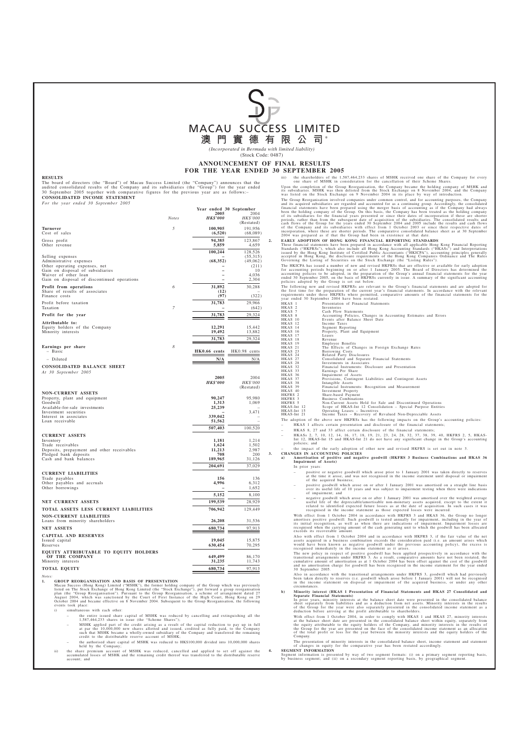# MACAU SUCCESS LIMITED

# 澳門實德有限公司*

*(Incorporated in Bermuda with limited liability)*

(Stock Code: 0487)

## ANNOUNCEMENT OF FINAL RESULTS FOR THE YEAR ENDED 30 SEPTEMBER 2005

**RESULTS**

The board of directors (the "Board") of Macau Success Limited (the "Company") announces that the audited consolidated results of the Company and its subsidiaries (the "Group") for the year ended 30 September 2005 together with comparative figures for the previous year are as follows:–

**CONSOLIDATED INCOME STATEMENT**

*For the year ended 30 September 2005*

| | Notes | Year ended 30 September 2005 HK$'000 | 2004 HK$'000 (Restated) |
|---|---|---|---|
| **Turnover** | 5 | **100,905** | 191,956 |
| Cost of sales | | **(6,520)** | (68,089) |
| Gross profit | | **94,385** | 123,867 |
| Other revenue | | **5,859** | 4,659 |
| | | **100,244** | 128,526 |
| Selling expenses | | **–** | (55,315) |
| Administrative expenses | | **(68,352)** | (49,062) |
| Other operating expenses, net | | **–** | (211) |
| Gain on disposal of subsidiaries | | **–** | 10 |
| Waiver of other loan | | **–** | 4,036 |
| Gain on disposal of discontinued operations | | **–** | 2,304 |
| **Profit from operations** | 6 | **31,892** | 30,288 |
| Share of results of associates | | **(12)** | – |
| Finance costs | | **(97)** | (322) |
| Profit before taxation | | **31,783** | 29,966 |
| Taxation | 7 | **–** | (642) |
| **Profit for the year** | | **31,783** | 29,324 |
| **Attributable to:** | | | |
| Equity holders of the Company | | **12,291** | 15,442 |
| Minority interests | | **19,492** | 13,882 |
| | | **31,783** | 29,324 |
| **Earnings per share** | 8 | | |
| – Basic | | **HK0.66 cents** | HK0.98 cents |
| – Diluted | | **N/A** | N/A |

**CONSOLIDATED BALANCE SHEET**

*At 30 September 2005*

| | 2005 HK$'000 | 2004 HK$'000 (Restated) |
|---|---|---|
| **NON-CURRENT ASSETS** | | |
| Property, plant and equipment | **90,247** | 95,980 |
| Goodwill | **1,313** | 1,069 |
| Available-for-sale investments | **25,239** | – |
| Investment securities | **–** | 3,471 |
| Interest in associates | **339,042** | – |
| Loan receivable | **51,562** | – |
| | **507,403** | 100,520 |
| **CURRENT ASSETS** | | |
| Inventory | **1,181** | 1,214 |
| Trade receivables | **1,624** | 1,502 |
| Deposits, prepayment and other receivables | **11,213** | 2,987 |
| Pledged bank deposits | **708** | 200 |
| Cash and bank balances | **189,965** | 31,126 |
| | **204,691** | 37,029 |
| **CURRENT LIABILITIES** | | |
| Trade payables | **156** | 136 |
| Other payables and accruals | **4,996** | 6,312 |
| Other borrowings | **–** | 1,652 |
| | **5,152** | 8,100 |
| **NET CURRENT ASSETS** | **199,539** | 28,929 |
| **TOTAL ASSETS LESS CURRENT LIABILITIES** | **706,942** | 129,449 |
| **NON-CURRENT LIABILITIES** | | |
| Loans from minority shareholders | **26,208** | 31,536 |
| **NET ASSETS** | **680,734** | 97,913 |
| **CAPITAL AND RESERVES** | | |
| Issued capital | **19,045** | 15,875 |
| Reserves | **630,454** | 70,295 |
| **EQUITY ATTRIBUTABLE TO EQUITY HOLDERS OF THE COMPANY** | **649,499** | 86,170 |
| Minority interests | **31,235** | 11,743 |
| **TOTAL EQUITY** | **680,734** | 97,913 |

*Notes:*

**1. GROUP REORGANISATION AND BASIS OF PRESENTATION**

Macau Success (Hong Kong) Limited ("MSHK"), the former holding company of the Group which was previously listed on The Stock Exchange of Hong Kong Limited (the "Stock Exchange"), put forward a group reorganisation plan (the "Group Reorganisation"). Pursuant to the Group Reorganisation, a scheme of arrangement dated 27 August 2004, which was sanctioned by the Court of First Instance of the High Court, Hong Kong on 29 October 2004 and became effective on 8 November 2004. Subsequent to the Group Reorganisation, the following events took place:

i) simultaneous with each other:

– the entire issued share capital of MSHK was reduced by cancelling and extinguishing all the 1,587,464,233 shares in issue (the "Scheme Shares");

– MSHK applied part of the credit arising as a result of the capital reduction to pay up in full at par the 10,000,000 new shares allotted and issued, credited as fully paid, to the Company such that MSHK became a wholly-owned subsidiary of the Company and transferred the remaining credit to the distributable reserve account of MSHK;

– the authorised share capital of MSHK was reduced to HK$100,000 divided into 10,000,000 shares held by the Company;

ii) the share premium account of MSHK was reduced, cancelled and applied to set off against the accumulated losses of MSHK and the remaining credit thereof was transferred to the distributable reserve account; and

iii) the shareholders of the 1,587,464,233 shares of MSHK received one share of the Company for every one share of MSHK in consideration for the cancellation of their Scheme Shares.

Upon the completion of the Group Reorganisation, the Company became the holding company of MSHK and its subsidiaries. MSHK was then delisted from the Stock Exchange on 8 November 2004, and the Company was listed on the Stock Exchange on 9 November 2004 in its place by way of introduction.

The Group Reorganisation involved companies under common control, and for accounting purposes, the Company and its acquired subsidiaries are regarded and accounted for as a continuing group. Accordingly, the consolidated financial statements have been prepared using the merger basis of accounting as if the Company had always been the holding company of the Group. On this basis, the Company has been treated as the holding company of its subsidiaries for the financial years presented or since their dates of incorporation if these are shorter periods, rather than from the subsequent date of acquisition of the subsidiaries. The consolidated results and cash flows of the Group for the years ended 30 September 2004 and 2005 include the results and cash flows of the Company and its subsidiaries with effect from 1 October 2003 or since their respective dates of incorporation, where these are shorter periods. The comparative consolidated balance sheet as at 30 September 2004 was prepared as if that the Group had been in existence at that date.

**2. EARLY ADOPTION OF HONG KONG FINANCIAL REPORTING STANDARDS**

These financial statements have been prepared in accordance with all applicable Hong Kong Financial Reporting Standards ("HKFRSs"), which also include all Hong Kong Accounting Standards ("HKASs") and Interpretations issued by the Hong Kong Institute of Certified Public Accountants ("HKICPA"), accounting principles generally accepted in Hong Kong, the disclosure requirements of the Hong Kong Companies Ordinance and The Rules Governing the Listing of Securities on the Stock Exchange (the "Listing Rules").

The HKICPA has issued a number of new and revised HKFRSs that are effective or available for early adoption for accounting periods beginning on or after 1 January 2005. The Board of Directors has determined the accounting policies to be adopted, in the preparation of the Group's annual financial statements for the year ended 30 September 2005, on the basis of HKFRSs currently in issue. A summary of the significant accounting policies adopted by the Group is set out below.

The following new and revised HKFRSs are relevant to the Group's financial statements and are adopted for the first time for the preparation of the current year's financial statements. In accordance with the relevant requirements under these HKFRSs where permitted, comparative amounts of the financial statements for the year ended 30 September 2004 have been restated.

| | |
|---|---|
| HKAS 1 | Presentation of Financial Statements |
| HKAS 2 | Inventories |
| HKAS 7 | Cash Flow Statements |
| HKAS 8 | Accounting Policies, Changes in Accounting Estimates and Errors |
| HKAS 10 | Events after Balance Sheet Date |
| HKAS 12 | Income Taxes |
| HKAS 14 | Segment Reporting |
| HKAS 16 | Property, Plant and Equipment |
| HKAS 17 | Leases |
| HKAS 18 | Revenue |
| HKAS 19 | Employee Benefits |
| HKAS 21 | The Effects of Changes in Foreign Exchange Rates |
| HKAS 23 | Borrowing Costs |
| HKAS 24 | Related Party Disclosures |
| HKAS 27 | Consolidated and Separate Financial Statements |
| HKAS 28 | Investments in Associates |
| HKAS 32 | Financial Instruments: Disclosure and Presentation |
| HKAS 33 | Earnings Per Share |
| HKAS 36 | Impairment of Assets |
| HKAS 37 | Provisions, Contingent Liabilities and Contingent Assets |
| HKAS 38 | Intangible Assets |
| HKAS 39 | Financial Instruments: Recognition and Measurement |
| HKAS 40 | Investment Property |
| HKFRS 2 | Share-based Payment |
| HKFRS 3 | Business Combinations |
| HKFRS 5 | Non-Current Assets Held for Sale and Discontinued Operations |
| HKAS-Int 12 | Scope of HKAS-Int 12 Consolidation – Special Purpose Entities |
| HKAS-Int 15 | Operating Leases – Incentives |
| HKAS-Int 21 | Income Taxes – Recovery of Revalued Non-Depreciable Assets |

The adoption of the above new HKFRSs has the following impacts on the Group's accounting policies:

– HKAS 1 affects certain presentation and disclosure of the financial statements;

– HKAS 8, 27 and 33 affect certain disclosure of the financial statements;

– HKASs 2, 7, 10, 12, 14, 16, 17, 18, 19, 21, 23, 24, 28, 32, 37, 38, 39, 40, HKFRS 2, 5, HKAS-Int 12, HKAS-Int 15 and HKAS-Int 21 do not have any significant change in the Group's accounting policies; and

– the impact of the early adoption of other new and revised HKFRS is set out in note 3.

**3. CHANGES IN ACCOUNTING POLICIES**

**a) Amortisation of positive and negative goodwill (HKFRS 3 Business Combinations and HKAS 36 Impairment of Assets)**

In prior years:

– positive or negative goodwill which arose prior to 1 January 2001 was taken directly to reserves at the time it arose, and was not recognised in the income statement until disposal or impairment of the acquired business;

– positive goodwill which arose on or after 1 January 2001 was amortised on a straight line basis over its useful life of 10 years and was subject to impairment testing when there were indications of impairment; and

– negative goodwill which arose on or after 1 January 2001 was amortised over the weighted average useful life of the depreciable/amortisable non-monetary assets acquired, except to the extent it related to identified expected future losses as at the date of acquisition. In such cases it was recognised in the income statement as those expected losses were incurred.

With effect from 1 October 2004 in accordance with HKFRS 3 and HKAS 36, the Group no longer amortises positive goodwill. Such goodwill is tested annually for impairment, including in the year of its initial recognition, as well as when there are indications of impairment. Impairment losses are recognised when the carrying amount of the cash generating unit to which the goodwill has been allocated exceeds its recoverable amount.

Also with effect from 1 October 2004 and in accordance with HKFRS 3, if the fair value of the net assets acquired in a business combination exceeds the consideration paid (i.e. an amount arises which would have been known as negative goodwill under the previous accounting policy), the excess is recognised immediately in the income statement as it arises.

The new policy in respect of positive goodwill has been applied prospectively in accordance with the transitional arrangements under HKFRS 3. As a result, comparative amounts have not been restated, the cumulative amount of amortisation as at 1 October 2004 has been offset against the cost of the goodwill and no amortisation charge for goodwill has been recognised in the income statement for the year ended 30 September 2005.

Also in accordance with the transitional arrangements under HKFRS 3, goodwill which had previously been taken directly to reserves (i.e. goodwill which arose before 1 January 2001) will not be recognised in the income statement on disposal or impairment of the acquired business, or under any other circumstances.

**b) Minority interest (HKAS 1 Presentation of Financial Statements and HKAS 27 Consolidated and Separate Financial Statements)**

In prior years, minority interests at the balance sheet date were presented in the consolidated balance sheet separately from liabilities and as a deduction from net assets. Minority interests in the results of the Group for the year were also separately presented in the consolidated income statement as a deduction before arriving at the profit attributable to shareholders.

With effect from 1 October 2004, in order to comply with HKAS 1 and HKAS 27, minority interests at the balance sheet date are presented in the consolidated balance sheet within equity, separately from the equity attributable to the equity holders of the Company, and minority interests in the results of the Group for the year are presented on the face of the consolidated income statement as an allocation of the total profit or loss for the year between the minority interests and the equity holders of the Company.

The presentation of minority interests in the consolidated balance sheet, income statement and statement of changes in equity for the comparative year has been restated accordingly.

**4. SEGMENT INFORMATION**

Segment information is presented by way of two segment formats: (i) on a primary segment reporting basis, by business segment; and (ii) on a secondary segment reporting basis, by geographical segment.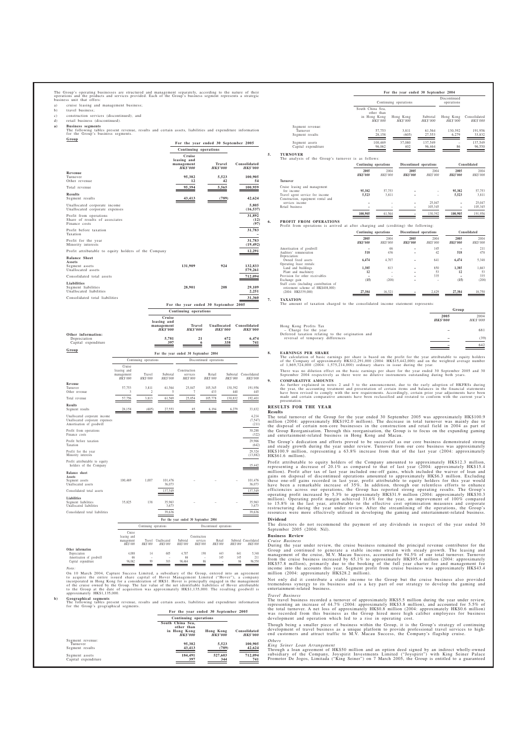The Group's operating businesses are structured and management separately, according to the nature of their operations and the products and services provided. Each of the Group's business segment represents a strategic business unit that offers:

a) cruise leasing and management business;
b) travel business;
c) construction services (discontinued); and
d) retail business (discontinued).

**a) Business segments**

The following tables present revenue, results and certain assets, liabilities and expenditure information for the Group's business segments.

**Group**

For the year ended 30 September 2005

| | Continuing operations | | |
|---|---|---|---|
| | Cruise leasing and management HK$'000 | Travel HK$'000 | Consolidated HK$'000 |
| **Revenue** | | | |
| Turnover | 95,382 | 5,523 | 100,905 |
| Other revenue | 12 | 42 | 54 |
| Total revenue | 95,394 | 5,565 | 100,959 |
| **Results** | | | |
| Segment results | 43,413 | (789) | 42,624 |
| Unallocated corporate income | | | 5,805 |
| Unallocated corporate expenses | | | (16,537) |
| Profit from operations | | | 31,892 |
| Share of results of associates | | | (12) |
| Finance costs | | | (97) |
| Profit before taxation | | | 31,783 |
| Taxation | | | – |
| Profit for the year | | | 31,783 |
| Minority interests | | | (19,492) |
| Profit attributable to equity holders of the Company | | | 12,291 |
| **Balance Sheet** | | | |
| **Assets** | | | |
| Segment assets | 131,909 | 924 | 132,833 |
| Unallocated assets | | | 579,261 |
| Consolidated total assets | | | 712,094 |
| **Liabilities** | | | |
| Segment liabilities | 28,901 | 208 | 29,109 |
| Unallocated liabilities | | | 2,251 |
| Consolidated total liabilities | | | 31,360 |

For the year ended 30 September 2005

| | Continuing operations | | | |
|---|---|---|---|---|
| | Cruise leasing and management HK$'000 | Travel HK$'000 | Unallocated HK$'000 | Consolidated HK$'000 |
| **Other information:** | | | | |
| Depreciation | 5,781 | 21 | 672 | 6,474 |
| Capital expenditure | 397 | 6 | 338 | 741 |

**Group**

For the year ended 30 September 2004

| | Continuing operations | | | Discontinued operations | | | |
|---|---|---|---|---|---|---|---|
| | Cruise leasing and management HK$'000 | Travel HK$'000 | Subtotal HK$'000 | Construction services HK$'000 | Retail HK$'000 | Subtotal HK$'000 | Consolidated HK$'000 |
| **Revenue** | | | | | | | |
| Turnover | 57,753 | 3,811 | 61,564 | 25,047 | 105,345 | 130,392 | 191,956 |
| Other revenue | 3 | 2 | 5 | 7 | 433 | 440 | 445 |
| Total revenue | 57,756 | 3,813 | 61,569 | 25,054 | 105,778 | 130,832 | 192,401 |
| **Results** | | | | | | | |
| Segment results | 28,158 | (605) | 27,553 | 85 | 6,194 | 6,279 | 33,832 |
| Unallocated corporate income | | | | | | | 4,214 |
| Unallocated corporate expenses | | | | | | | (7,547) |
| Amortisation of goodwill | | | | | | | (211) |
| Profit from operations | | | | | | | 30,288 |
| Finance costs | | | | | | | (322) |
| Profit before taxation | | | | | | | 29,966 |
| Taxation | | | | | | | (642) |
| Profit for the year | | | | | | | 29,324 |
| Minority interests | | | | | | | (13,882) |
| Profit attributable to equity holders of the Company | | | | | | | 15,442 |
| **Balance sheet** | | | | | | | |
| **Assets** | | | | | | | |
| Segment assets | 100,469 | 1,007 | 101,476 | – | – | – | 101,476 |
| Unallocated assets | | | 36,073 | | | | 36,073 |
| Consolidated total assets | | | 137,549 | | | | 137,549 |
| **Liabilities** | | | | | | | |
| Segment liabilities | 35,825 | 138 | 35,963 | – | – | – | 35,963 |
| Unallocated liabilities | | | 3,673 | | | | 3,673 |
| Consolidated total liabilities | | | 39,636 | | | | 39,636 |

For the year ended 30 September 2004

| | Continuing operations | | | | Discontinued operations | | | |
|---|---|---|---|---|---|---|---|---|
| | Cruise leasing and management HK$'000 | Travel HK$'000 | Unallocated HK$'000 | Subtotal HK$'000 | Construction services HK$'000 | Retail HK$'000 | Subtotal HK$'000 | Consolidated HK$'000 |
| **Other information** | | | | | | | | |
| Depreciation | 4,088 | 14 | 605 | 4,707 | 198 | 443 | 641 | 5,348 |
| Amortisation of goodwill | 66 | – | – | 66 | – | 145 | 145 | 211 |
| Capital expenditure | 96,062 | 99 | 303 | 96,464 | 86 | – | 86 | 96,550 |

*Note:*

On 10 March 2004, Capture Success Limited, a subsidiary of the Group, entered into an agreement to acquire the entire issued share capital of Hover Management Limited ("Hover"), a company incorporated in Hong Kong for a consideration of HK$1. Hover is principally engaged in the management of the cruise owned by the Group. The fair value of the net identifiable liabilities of Hover attributable to the Group at the date of acquisition was approximately HK$1,135,000. The resulting goodwill is approximately HK$1,135,000.

**b) Geographical segments**

The following tables present revenue, results and certain assets, liabilities and expenditure information for the Group's geographical segments.

For the year ended 30 September 2005

| | Continuing operations | | |
|---|---|---|---|
| | South China Sea, other than in Hong Kong HK$'000 | Hong Kong HK$'000 | Consolidated HK$'000 |
| Segment revenue: | | | |
| Turnover | 95,382 | 5,523 | 100,905 |
| Segment results | 43,413 | (789) | 42,624 |
| Segment assets | 184,491 | 527,603 | 712,094 |
| Capital expenditure | 397 | 344 | 741 |

For the year ended 30 September 2004

| | Continuing operations | | | Discontinued operations | |
|---|---|---|---|---|---|
| | South China Sea, other than in Hong Kong HK$'000 | Hong Kong HK$'000 | Subtotal HK$'000 | Hong Kong HK$'000 | Consolidated HK$'000 |
| Segment revenue: | | | | | |
| Turnover | 57,753 | 3,811 | 61,564 | 130,392 | 191,956 |
| Segment results | 28,158 | (605) | 27,553 | 6,279 | 33,832 |
| Segment assets | 100,469 | 37,080 | 137,549 | – | 137,549 |
| Capital expenditure | 96,062 | 402 | 96,464 | 86 | 96,550 |

## 5. TURNOVER

The analysis of the Group's turnover is as follows:

| | Continuing operations | | Discontinued operations | | Consolidated | |
|---|---|---|---|---|---|---|
| | 2005 HK$'000 | 2004 HK$'000 | 2005 HK$'000 | 2004 HK$'000 | 2005 HK$'000 | 2004 HK$'000 |
| **Turnover** | | | | | | |
| Cruise leasing and management fee income | 95,382 | 57,753 | – | – | 95,382 | 57,753 |
| Travel agent service fee income | 5,523 | 3,811 | – | – | 5,523 | 3,811 |
| Construction, equipment rental and services income | – | – | – | 25,047 | – | 25,047 |
| Retail business | – | – | – | 105,345 | – | 105,345 |
| | 100,905 | 61,564 | – | 130,392 | 100,905 | 191,956 |

## 6. PROFIT FROM OPERATIONS

Profit from operations is arrived at after charging and (crediting) the following:

| | Continuing operations | | Discontinued operations | | Consolidated | |
|---|---|---|---|---|---|---|
| | 2005 HK$'000 | 2004 HK$'000 | 2005 HK$'000 | 2004 HK$'000 | 2005 HK$'000 | 2004 HK$'000 |
| Amortisation of goodwill | – | 66 | – | 145 | – | 211 |
| Auditors' remuneration | 518 | 436 | – | 42 | 518 | 478 |
| Depreciation: | | | | | | |
| Owned fixed assets | 6,474 | 4,707 | – | 641 | 6,474 | 5,348 |
| Operating lease rentals: | | | | | | |
| Land and buildings | 1,385 | 813 | – | 850 | 1,385 | 1,663 |
| Plant and machinery | 12 | – | – | 53 | 12 | 53 |
| Provision for other receivables | – | – | – | 335 | – | 335 |
| Exchange gain | (15) | (208) | – | – | (15) | (208) |
| Staff costs (including contribution of retirement scheme of HK$408,000) (2004: HK$339,000) | 27,384 | 16,321 | – | 2,429 | 27,384 | 18,750 |

## 7. TAXATION

The amount of taxation charged to the consolidated income statement represents:

| | Group | |
|---|---|---|
| | 2005 HK$'000 | 2004 HK$'000 |
| Hong Kong Profits Tax – Charge for the year | – | 681 |
| Deferred taxation relating to the origination and reversal of temporary differences | – | (39) |
| | – | 642 |

## 8. EARNINGS PER SHARE

The calculation of basic earnings per share is based on the profit for the year attributable to equity holders of the Company of approximately HK$12,291,000 (2004: HK$15,442,000) and on the weighted average number of 1,869,724,000 (2004: 1,575,214,000) ordinary shares in issue during the year.

There was no dilution effect on the basic earnings per share for the year ended 30 September 2005 and 30 September 2004 respectively as there were no dilutive instruments outstanding during both years.

## 9. COMPARATIVE AMOUNTS

As further explained in notes 2 and 3 to the announcement, due to the early adoption of HKFRSs during the year, the accounting treatment and presentation of certain items and balances in the financial statements have been revised to comply with the new requirements. Accordingly, certain prior year adjustments have been made and certain comparative amounts have been reclassified and restated to conform with the current year's presentation.

## RESULTS FOR THE YEAR

### Results

The total turnover of the Group for the year ended 30 September 2005 was approximately HK$100.9 million (2004: approximately HK$192.0 million). The decrease in total turnover was mainly due to the disposal of certain non-core businesses in the construction and retail field in 2004 as part of the Group Reorganisation. Through this reorganisation, the Group is to focus on the expanding gaming and entertainment-related business in Hong Kong and Macau.

The Group's dedication and efforts proved to be successful as our core business demonstrated strong and steady growth during the year under review. Turnover from our core business was approximately HK$100.9 million, representing a 63.8% increase from that of the last year (2004: approximately HK$61.6 million).

Profit attributable to equity holders of the Company amounted to approximately HK$12.3 million, representing a decrease of 20.1% as compared to that of last year (2004: approximately HK$15.4 million). Profit after tax of last year included one-off gains, which included the waiver of loan and gains on disposal of discontinued operations amounted to approximately HK$6.3 million. Excluding these one-off gains recorded in last year, profit attributable to equity holders for this year would have been a remarkable increase of 35%. In addition, through our relentless efforts to enhance efficiencies across our operations, the Group has reported strong operating results. The Group's operating profit increased by 5.3% to approximately HK$31.9 million (2004: approximately HK$30.3 million). Operating profit margin achieved 31.6% for the year, an improvement of 100% compared to 15.8% in the last year, attributable to the effective cost optimisation measures and corporate restructuring during the year under review. After the streamlining of the operations, the Group's resources were more effectively utilised in developing the gaming and entertainment-related business.

### Dividend

The directors do not recommend the payment of any dividends in respect of the year ended 30 September 2005 (2004: Nil).

### Business Review

*Cruise Business*

During the year under review, the cruise business remained the principal revenue contributor for the Group and continued to generate a stable income stream with steady growth. The leasing and management of the cruise, M.V. Macau Success, accounted for 94.5% of our total turnover. Turnover from the cruise business increased by 65.1% to approximately HK$95.4 million (2004: approximately HK$57.8 million), primarily due to the booking of the full year charter fee and management fee income into the accounts this year. Segment profit from cruise business was approximately HK$43.4 million (2004: approximately HK$28.2 million).

Not only did it contribute a stable income to the Group but the cruise business also provided tremendous synergy to its business and is a key part of our strategy to develop the gaming and entertainment-related business.

*Travel Business*

The travel business recorded a turnover of approximately HK$5.5 million during the year under review, representing an increase of 44.7% (2004: approximately HK$3.8 million), and accounted for 5.5% of the total turnover. A net loss of approximately HK$0.8 million (2004: approximately HK$0.6 million) was recorded from this business as the Group hired more high caliber employees for business development and operation which led to a rise in operating cost.

Though being a smaller piece of business within the Group, it is the Group's strategy of continuing development of travel business as a unique platform to provide professional travel services to high-end customers and attract traffic to M.V. Macau Success, the Company's flagship cruise.

*Others*

*King Seiner Loan Arrangement*

Through a loan agreement of HK$50 million and an option deed signed by an indirect wholly-owned subsidiary of the Company, Joyspirit Investments Limited ("Joyspirit") with King Seiner Palace Promotor De Jogos, Limitada ("King Seiner") on 7 March 2005, the Group is entitled to a guaranteed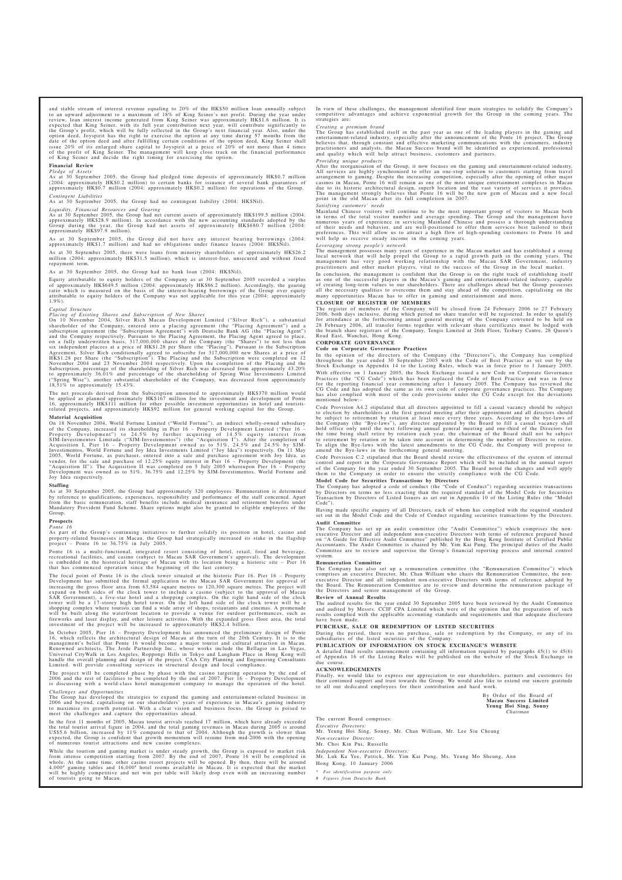and stable stream of interest revenue equaling to 20% of the HK$50 million loan annually subject to an upward adjustment to a maximum of 18% of King Seiner's net profit. During the year under review, loan interest income generated from King Seiner was approximately HK$1.6 million. It is expected that King Seiner, with its full year contribution next year, will contribute significantly to the Group's profit, which will be fully reflected in the Group's next financial year. Also, under the option deed, Joyspirit has the right to exercise the option at any time during 57 months from the date of the option deed and after fulfilling certain conditions of the option deed, King Seiner shall issue 20% of its enlarged share capital to Joyspirit at a price of 20% of not more than 4 times of the profit of King Seiner. The management will keep close track on the financial performance of King Seiner and decide the right timing for exercising the option.

**Financial Review**

*Pledge of Assets*

As at 30 September 2005, the Group had pledged time deposits of approximately HK$0.7 million (2004: approximately HK$0.2 million) to certain banks for issuance of several bank guarantees of approximately HK$0.7 million (2004: approximately HK$0.2 million) for operations of the Group.

*Contingent Liabilities*

As at 30 September 2005, the Group had no contingent liability (2004: HK$Nil).

*Liquidity, Financial Resources and Gearing*

As at 30 September 2005, the Group had net current assets of approximately HK$199.5 million (2004: approximately HK$28.9 million). In accordance with the new accounting standards adopted by the Group during the year, the Group had net assets of approximately HK$680.7 million (2004: approximately HK$97.9 million).

As at 30 September 2005, the Group did not have any interest bearing borrowings (2004: approximately HK$1.7 million) and had no obligations under finance leases (2004: HK$Nil).

As at 30 September 2005, there were loans from minority shareholders of approximately HK$26.2 million (2004: approximately HK$31.5 million), which is interest-free, unsecured and without fixed repayment term.

As at 30 September 2005, the Group had no bank loan (2004: HK$Nil).

Equity attributable to equity holders of the Company as at 30 September 2005 recorded a surplus of approximately HK$649.5 million (2004: approximately HK$86.2 million). Accordingly, the gearing ratio which is measured on the basis of the interest-bearing borrowings of the Group over equity attributable to equity holders of the Company was not applicable for this year (2004: approximately 1.9%).

*Capital Structure*

*Placing of Existing Shares and Subscription of New Shares*

On 10 November 2004, Silver Rich Macau Development Limited ("Silver Rich"), a substantial shareholder of the Company, entered into a placing agreement (the "Placing Agreement") and a subscription agreement (the "Subscription Agreement") with Deutsche Bank AG (the "Placing Agent") and the Company respectively. Pursuant to the Placing Agreement, the Placing Agent agreed to place, on a fully underwritten basis, 317,000,000 shares of the Company (the "Shares") to not less than six independent placees at a price of HK$1.28 per Share (the "Placing"). Pursuant to the Subscription Agreement, Silver Rich conditionally agreed to subscribe for 317,000,000 new Shares at a price of HK$1.28 per Share (the "Subscription"). The Placing and the Subscription were completed on 12 November 2004 and 23 November 2004 respectively. Upon the completion of the Placing and the Subscription, percentage of the shareholding of Silver Rich was decreased from approximately 43.20% to approximately 36.01% and percentage of the shareholding of Spring Wise Investments Limited ("Spring Wise"), another substantial shareholder of the Company, was decreased from approximately 18.51% to approximately 15.43%.

The net proceeds derived from the Subscription amounted to approximately HK$370 million would be applied as planned approximately HK$167 million for the investment and development of Ponte 16, approximately HK$111 million for other possible investment opportunities in hotel and tourists-related projects, and approximately HK$92 million for general working capital for the Group.

*Material Acquisition*

On 18 November 2004, World Fortune Limited ("World Fortune"), an indirect wholly-owned subsidiary of the Company, increased its shareholding in Pier 16 – Property Development Limited ("Pier 16 – Property Development") to 24.5% by further acquiring of 14.5% equity interest from SJM-Investimentos Limitada ("SJM-Investimentos") (the "Acquisition I"). After the completion of Acquisition I, Pier 16 – Property Development owned as to 51%, 24.5% and 24.5% by SJM-Investimentos, World Fortune and Joy Idea Investments Limited ("Joy Idea") respectively. On 11 May 2005, World Fortune, as purchaser, entered into a sale and purchase agreement with Joy Idea, as vendor, for the sale and purchase of 12.25% equity interest in Pier 16 – Property Development (the "Acquisition II"). The Acquisition II was completed on 5 July 2005 whereupon Pier 16 – Property Development was owned as to 51%, 36.75% and 12.25% by SJM-Investimentos, World Fortune and Joy Idea respectively.

**Staffing**

As at 30 September 2005, the Group had approximately 320 employees. Remuneration is determined by reference to qualifications, experiences, responsibility and performance of the staff concerned. Apart from the basic remuneration, staff benefits include medical insurance and retirement benefits under Mandatory Provident Fund Scheme. Share options might also be granted to eligible employees of the Group.

**Prospects**

*Ponte 16*

As part of the Group's continuing initiatives to further solidify its position in hotel, casino and property-related businesses in Macau, the Group had strategically increased its stake in the flagship project – Ponte 16 to 36.75% in July 2005.

Ponte 16 is a multi-functional, integrated resort consisting of hotel, retail, food and beverage, recreational facilities, and casino (subject to Macau SAR Government's approval). The development is embedded in the historical heritage of Macau with its location being a historic site – Pier 16 that has commenced operation since the beginning of the last century.

The focal point of Ponte 16 is the clock tower situated at the historic Pier 16. Pier 16 – Property Development has submitted the formal application to the Macau SAR Government for approval of increasing the gross floor area from 63,584 square metres to 120,300 square metres. The project will expand on both sides of the clock tower to include a casino (subject to the approval of Macau SAR Government), a five-star hotel and a shopping complex. On the right hand side of the clock tower will be a 17-storey high hotel tower. On the left hand side of the clock tower will be a shopping complex where tourists can find a wide array of shops, restaurants and cinemas. A promenade will be built along the waterfront location to provide a venue for outdoor performances, such as fireworks and laser display, and other leisure activities. With the expanded gross floor area, the total investment of the project will be increased to approximately HK$2.4 billion.

In October 2005, Pier 16 – Property Development has announced the preliminary design of Ponte 16, which reflects the architectural design of Macau at the turn of the 20th Century. It is to the management's belief that Ponte 16 would become a major tourist and cultural attraction in Macau. Renowned architects, The Jerde Partnership Inc., whose works include the Bellagio in Las Vegas, Universal CityWalk in Los Angeles, Roppongi Hills in Tokyo and Langham Place in Hong Kong will handle the overall planning and design of the project. CAA City Planning and Engineering Consultants Limited. will provide consulting services in structural design and local compliance.

The project will be completed phase by phase with the casino targeting operation by the end of 2006 and the rest of facilities to be completed by the end of 2007. Pier 16 – Property Development is discussing with a world-class hotel management company to manage the operation of the hotel.

*Challenges and Opportunities*

The Group has developed the strategies to expand the gaming and entertainment-related business in 2006 and beyond, capitalising on our shareholders' years of experience in Macau's gaming industry to maximise its growth potential. With a clear vision and business focus, the Group is poised to meet the challenges and capture the opportunities ahead.

In the first 11 months of 2005, Macau tourist arrivals reached 17 million, which have already exceeded the total tourist arrival figure in 2004, and the total gaming revenues in Macau during 2005 is around US$5.6 billion, increased by 11% compared to that of 2004. Although the growth is slower than expected, the Group is confident that growth momentum will resume from mid-2006 with the opening of numerous tourist attractions and new casino complexes.

While the tourism and gaming market is under steady growth, the Group is exposed to market risk from intense competition starting from 2007. By the end of 2007, Ponte 16 will be completed in whole. At the same time, other casino resort projects will be opened. By then, there will be around 4,000# gaming tables and 16,000# hotel rooms available in Macau. It is expected that the market will be highly competitive and net win per table will likely drop even with an increasing number of tourists going to Macau.

In view of these challenges, the management identified four main strategies to solidify the Company's competitive advantages and achieve exponential growth for the Group in the coming years. The strategies are:

*Creating a premium brand*

The Group has established itself in the past year as one of the leading players in the gaming and entertainment-related industry, especially after the announcement of the Ponte 16 project. The Group believes that, through constant and effective marketing communications with the consumers, industry practitioners and analysts, the Macau Success brand will be identified as experienced, professional and quality which will help attract business, customers and partners.

*Providing unique products*

After the reorganisation of the Group, it now focuses on the gaming and entertainment-related industry. All services are highly synchronised to offer an one-stop solution to customers starting from travel arrangement to gaming. Despite the increasing competition, especially after the opening of other major casinos in Macau, Ponte 16 will remain as one of the most unique entertainment complexes in Macau due to its historic architectural design, superb location and the vast variety of services it provides. The management strongly believes that Ponte 16 will be the new gem of Macau and a new focal point in the old Macau after its full completion in 2007.

*Satisfying customers' needs*

Mainland Chinese visitors will continue to be the most important group of visitors to Macau both in terms of the total visitor number and average spending. The Group and the management have numerous years of experience in servicing Mainland Chinese and possess a thorough understanding of their needs and behavior, and are well-positioned to offer them services best tailored to their preferences. This will allow us to attract a high flow of high-spending customers to Ponte 16 and will help us receive steady income in the coming years.

*Leveraging strong people's network*

The management possesses many years of experience in the Macau market and has established a strong local network that will help propel the Group to a rapid growth path in the coming years. The management has very good working relationship with the Macau SAR Government, industry practitioners and other market players, vital to the success of the Group in the local market.

In conclusion, the management is confident that the Group is on the right track of establishing itself as one of the successful players in the Macau's gaming and entertainment-related industry, capable of creating long-term values to our shareholders. There are challenges ahead but the Group possesses all the necessary qualities to overcome them and stay ahead of the competition, capitalising on the many opportunities Macau has to offer in gaming and entertainment and more.

**CLOSURE OF REGISTER OF MEMBERS**

The register of members of the Company will be closed from 24 February 2006 to 27 February 2006, both days inclusive, during which period no share transfer will be registered. In order to qualify for attendance at the forthcoming annual general meeting of the Company convened to be held on 28 February 2006, all transfer forms together with relevant share certificates must be lodged with the branch share registrars of the Company, Tengis Limited at 26th Floor, Tesbury Centre, 28 Queen's Road East, Wanchai, Hong Kong.

**CORPORATE GOVERNANCE**

**Code on Corporate Governance Practices**

In the opinion of the directors of the Company (the "Directors"), the Company has complied throughout the year ended 30 September 2005 with the Code of Best Practice as set out by the Stock Exchange in Appendix 14 to the Listing Rules, which was in force prior to 1 January 2005.

With effective on 1 January 2005, the Stock Exchange issued a new Code on Corporate Governance Practices (the "CG Code") which has been replaced the Code of Best Practice and was in force for the reporting financial year commencing after 1 January 2005. The Company has reviewed the CG Code and has adopted the same as its own code of corporate governance practices. The Company has also complied with most of the code provisions under the CG Code except for the deviations mentioned below:–

Code Provision A4.2 stipulated that all directors appointed to fill a casual vacancy should be subject to election by shareholders at the first general meeting after their appointment and all directors should be subject to retirement by rotation at least once every three years. According to the bye-laws of the Company (the "Bye-laws"), any director appointed by the Board to fill a casual vacancy shall hold office only until the next following annual general meeting and one-third of the Directors for the time being shall retire by rotation each year, the chairman of the Board shall not be subject to retirement by rotation or be taken into account in determining the number of Directors to retire. To align the Bye-laws with the latest amendments to the CG Code, the Company will propose to amend the Bye-laws in the forthcoming general meeting.

Code Provision C.2 stipulated that the Board should review the effectiveness of the system of internal control and report in the Corporate Governance Report which will be included in the annual report of the Company for the year ended 30 September 2005. The Board noted the changes and will apply them to the Company in order to ensure the strictly compliance with the CG Code.

**Model Code for Securities Transactions by Directors**

The Company has adopted a code of conduct (the "Code of Conduct") regarding securities transactions by Directors on terms no less exacting than the required standard of the Model Code for Securities Transaction by Directors of Listed Issuers as set out in Appendix 10 of the Listing Rules (the "Model Code").

Having made specific enquiry of all Directors, each of whom has complied with the required standard set out in the Model Code and the Code of Conduct regarding securities transactions by the Directors.

**Audit Committee**

The Company has set up an audit committee (the "Audit Committee") which comprises the non-executive Director and all independent non-executive Directors with terms of reference prepared based on "A Guide for Effective Audit Committee" published by the Hong Kong Institute of Certified Public Accountants. The Audit Committee is chaired by Mr. Yim Kai Pung. The principal duties of the Audit Committee are to review and supervise the Group's financial reporting process and internal control system.

**Remuneration Committee**

The Company has also set up a remuneration committee (the "Remuneration Committee") which comprises an executive Director, Mr. Chan William who chairs the Remuneration Committee, the non-executive Director and all independent non-executive Directors with terms of reference adopted by the Board. The Remuneration Committee are to review and determine the remuneration package of the Directors and senior management of the Group.

**Review of Annual Results**

The audited results for the year ended 30 September 2005 have been reviewed by the Audit Committee and audited by Messrs. CCIF CPA Limited which were of the opinion that the preparation of such results complied with the applicable accounting standards and requirements and that adequate disclosure have been made.

**PURCHASE, SALE OR REDEMPTION OF LISTED SECURITIES**

During the period, there was no purchase, sale or redemption by the Company, or any of its subsidiaries of the listed securities of the Company.

**PUBLICATION OF INFORMATION ON STOCK EXCHANGE'S WEBSITE**

A detailed final results announcement containing all information required by paragraphs 45(1) to 45(6) of Appendix 16 of the Listing Rules will be published on the website of the Stock Exchange in due course.

**ACKNOWLEDGEMENTS**

Finally, we would like to express our appreciation to our shareholders, partners and customers for their continued support and trust towards the Group. We would also like to extend our sincere gratitude to all our dedicated employees for their contribution and hard work.

By Order of the Board of
**Macau Success Limited**
**Yeung Hoi Sing, Sonny**
*Chairman*

The current Board comprises:

*Executive Directors:*
Mr. Yeung Hoi Sing, Sonny, Mr. Chan William, Mr. Lee Siu Cheung

*Non-executive Director:*
Mr. Choi Kin Pui, Russelle

*Independent Non-executive Directors:*
Mr. Luk Ka Yee, Patrick, Mr. Yim Kai Pung, Ms. Yeung Mo Sheung, Ann

Hong Kong, 10 January 2006

\* *For identification purpose only*

\# *Figures from Deutsche Bank*